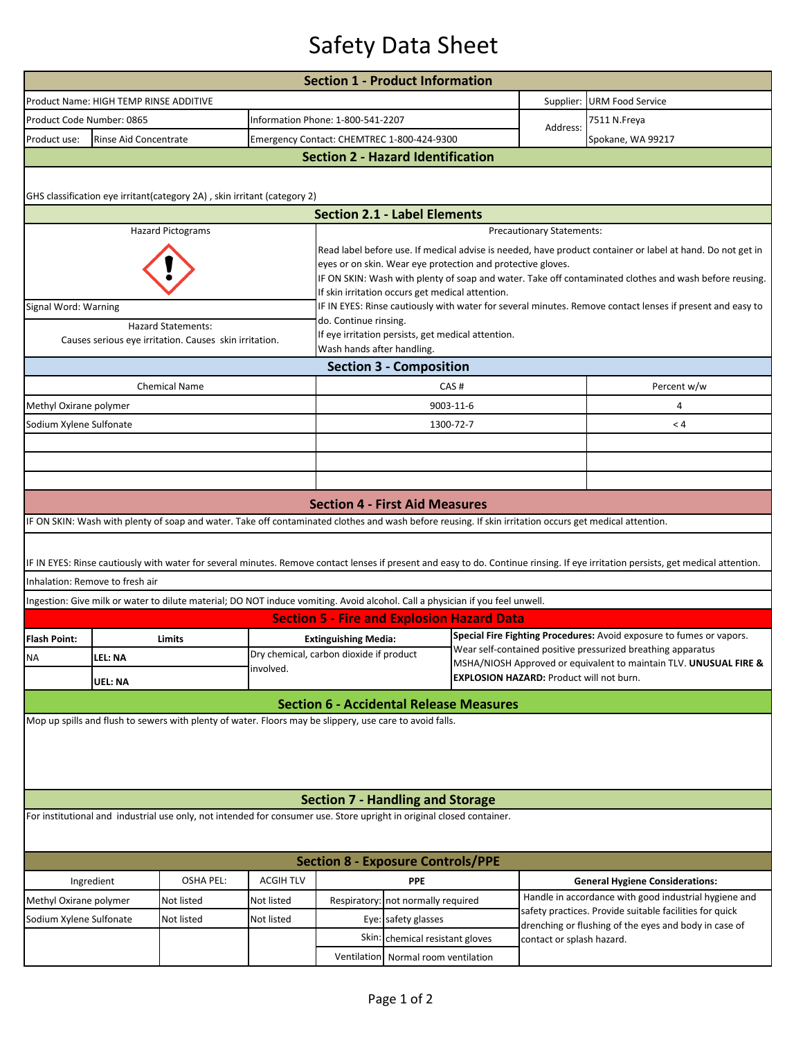# Safety Data Sheet

## Section 1 - Product Information

| | | | |
|---|---|---|---|
| Product Name: HIGH TEMP RINSE ADDITIVE | | Supplier: | URM Food Service |
| Product Code Number: 0865 | Information Phone: 1-800-541-2207 | Address: | 7511 N.Freya |
| Product use: Rinse Aid Concentrate | Emergency Contact: CHEMTREC 1-800-424-9300 | | Spokane, WA 99217 |

## Section 2 - Hazard Identification

GHS classification eye irritant(category 2A) , skin irritant (category 2)

## Section 2.1 - Label Elements

**Hazard Pictograms**

Signal Word: Warning

**Hazard Statements:**

Causes serious eye irritation. Causes skin irritation.

**Precautionary Statements:**

Read label before use. If medical advise is needed, have product container or label at hand. Do not get in eyes or on skin. Wear eye protection and protective gloves.
IF ON SKIN: Wash with plenty of soap and water. Take off contaminated clothes and wash before reusing. If skin irritation occurs get medical attention.
IF IN EYES: Rinse cautiously with water for several minutes. Remove contact lenses if present and easy to do. Continue rinsing.
If eye irritation persists, get medical attention.
Wash hands after handling.

## Section 3 - Composition

| Chemical Name | CAS # | Percent w/w |
|---|---|---|
| Methyl Oxirane polymer | 9003-11-6 | 4 |
| Sodium Xylene Sulfonate | 1300-72-7 | < 4 |
| | | |
| | | |
| | | |

## Section 4 - First Aid Measures

IF ON SKIN: Wash with plenty of soap and water. Take off contaminated clothes and wash before reusing. If skin irritation occurs get medical attention.

IF IN EYES: Rinse cautiously with water for several minutes. Remove contact lenses if present and easy to do. Continue rinsing. If eye irritation persists, get medical attention.

Inhalation: Remove to fresh air

Ingestion: Give milk or water to dilute material; DO NOT induce vomiting. Avoid alcohol. Call a physician if you feel unwell.

## Section 5 - Fire and Explosion Hazard Data

| Flash Point: | Limits | Extinguishing Media: |
|---|---|---|
| NA | LEL: NA | Dry chemical, carbon dioxide if product involved. |
| | UEL: NA | |

**Special Fire Fighting Procedures:** Avoid exposure to fumes or vapors. Wear self-contained positive pressurized breathing apparatus MSHA/NIOSH Approved or equivalent to maintain TLV. **UNUSUAL FIRE & EXPLOSION HAZARD:** Product will not burn.

## Section 6 - Accidental Release Measures

Mop up spills and flush to sewers with plenty of water. Floors may be slippery, use care to avoid falls.

## Section 7 - Handling and Storage

For institutional and industrial use only, not intended for consumer use. Store upright in original closed container.

## Section 8 - Exposure Controls/PPE

| Ingredient | OSHA PEL: | ACGIH TLV | PPE | |
|---|---|---|---|---|
| Methyl Oxirane polymer | Not listed | Not listed | Respiratory: | not normally required |
| Sodium Xylene Sulfonate | Not listed | Not listed | Eye: | safety glasses |
| | | | Skin: | chemical resistant gloves |
| | | | Ventilation | Normal room ventilation |

**General Hygiene Considerations:**

Handle in accordance with good industrial hygiene and safety practices. Provide suitable facilities for quick drenching or flushing of the eyes and body in case of contact or splash hazard.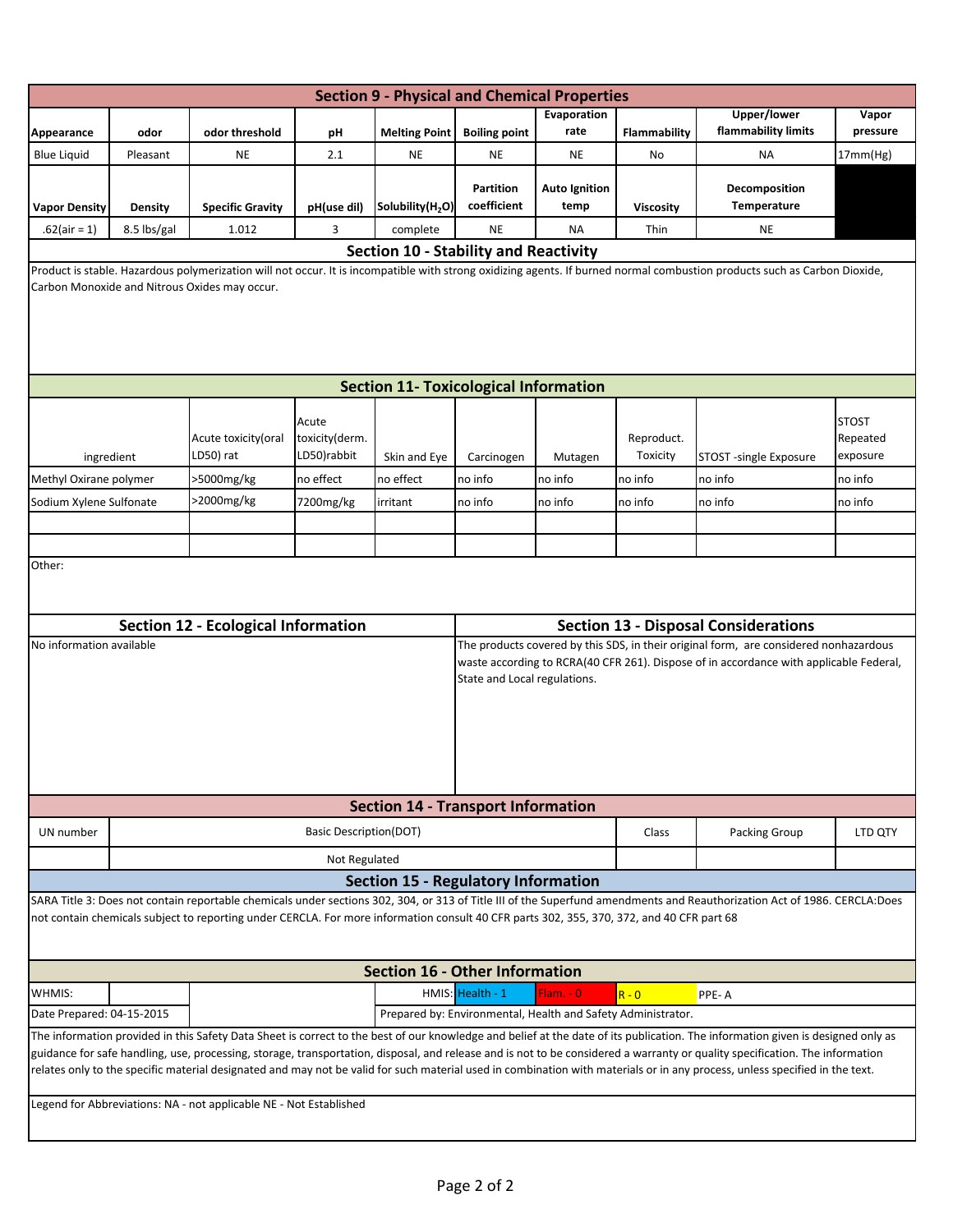## Section 9 - Physical and Chemical Properties

| Appearance | odor | odor threshold | pH | Melting Point | Boiling point | Evaporation rate | Flammability | Upper/lower flammability limits | Vapor pressure |
|---|---|---|---|---|---|---|---|---|---|
| Blue Liquid | Pleasant | NE | 2.1 | NE | NE | NE | No | NA | 17mm(Hg) |
| **Vapor Density** | **Density** | **Specific Gravity** | **pH(use dil)** | **Solubility($H_2O$)** | **Partition coefficient** | **Auto Ignition temp** | **Viscosity** | **Decomposition Temperature** | |
| .62(air = 1) | 8.5 lbs/gal | 1.012 | 3 | complete | NE | NA | Thin | NE | |

## Section 10 - Stability and Reactivity

Product is stable. Hazardous polymerization will not occur. It is incompatible with strong oxidizing agents. If burned normal combustion products such as Carbon Dioxide, Carbon Monoxide and Nitrous Oxides may occur.

## Section 11- Toxicological Information

| ingredient | Acute toxicity(oral LD50) rat | Acute toxicity(derm. LD50)rabbit | Skin and Eye | Carcinogen | Mutagen | Reproduct. Toxicity | STOST -single Exposure | STOST Repeated exposure |
|---|---|---|---|---|---|---|---|---|
| Methyl Oxirane polymer | >5000mg/kg | no effect | no effect | no info | no info | no info | no info | no info |
| Sodium Xylene Sulfonate | >2000mg/kg | 7200mg/kg | irritant | no info | no info | no info | no info | no info |
| | | | | | | | | |
| | | | | | | | | |

Other:

## Section 12 - Ecological Information

No information available

## Section 13 - Disposal Considerations

The products covered by this SDS, in their original form, are considered nonhazardous waste according to RCRA(40 CFR 261). Dispose of in accordance with applicable Federal, State and Local regulations.

## Section 14 - Transport Information

| UN number | Basic Description(DOT) | Class | Packing Group | LTD QTY |
|---|---|---|---|---|
| | Not Regulated | | | |

## Section 15 - Regulatory Information

SARA Title 3: Does not contain reportable chemicals under sections 302, 304, or 313 of Title III of the Superfund amendments and Reauthorization Act of 1986. CERCLA:Does not contain chemicals subject to reporting under CERCLA. For more information consult 40 CFR parts 302, 355, 370, 372, and 40 CFR part 68

## Section 16 - Other Information

| | | | | | | | |
|---|---|---|---|---|---|---|---|
| WHMIS: | | | HMIS: | Health - 1 | Flam. - 0 | R - 0 | PPE- A |
| Date Prepared: 04-15-2015 | | | Prepared by: Environmental, Health and Safety Administrator. | | | | |

The information provided in this Safety Data Sheet is correct to the best of our knowledge and belief at the date of its publication. The information given is designed only as guidance for safe handling, use, processing, storage, transportation, disposal, and release and is not to be considered a warranty or quality specification. The information relates only to the specific material designated and may not be valid for such material used in combination with materials or in any process, unless specified in the text.

Legend for Abbreviations: NA - not applicable NE - Not Established